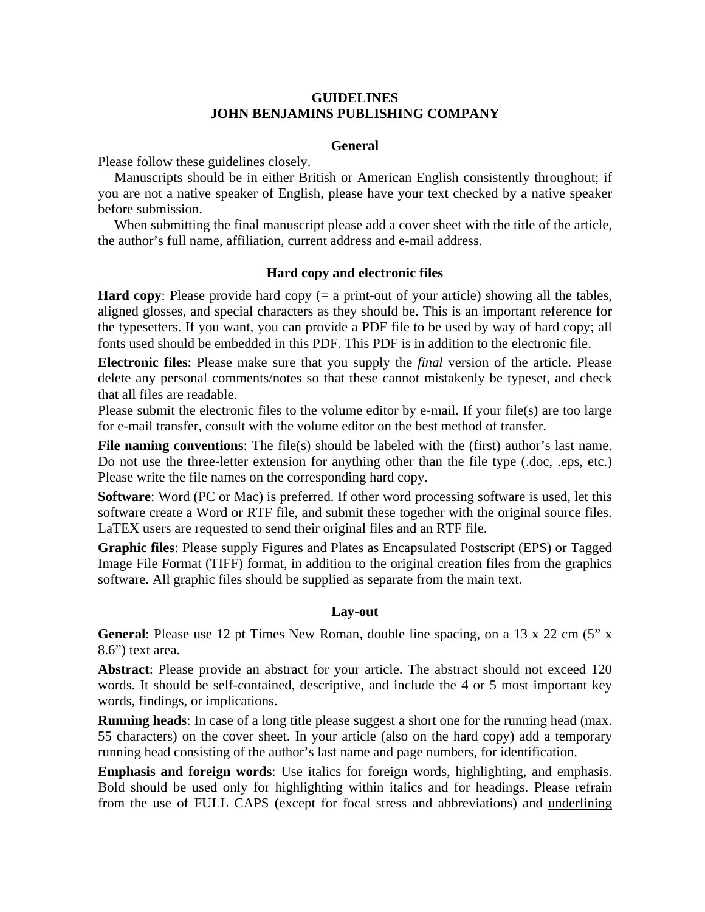# GUIDELINES
# JOHN BENJAMINS PUBLISHING COMPANY

## General

Please follow these guidelines closely.

Manuscripts should be in either British or American English consistently throughout; if you are not a native speaker of English, please have your text checked by a native speaker before submission.

When submitting the final manuscript please add a cover sheet with the title of the article, the author's full name, affiliation, current address and e-mail address.

## Hard copy and electronic files

**Hard copy**: Please provide hard copy (= a print-out of your article) showing all the tables, aligned glosses, and special characters as they should be. This is an important reference for the typesetters. If you want, you can provide a PDF file to be used by way of hard copy; all fonts used should be embedded in this PDF. This PDF is <u>in addition to</u> the electronic file.

**Electronic files**: Please make sure that you supply the *final* version of the article. Please delete any personal comments/notes so that these cannot mistakenly be typeset, and check that all files are readable.

Please submit the electronic files to the volume editor by e-mail. If your file(s) are too large for e-mail transfer, consult with the volume editor on the best method of transfer.

**File naming conventions**: The file(s) should be labeled with the (first) author's last name. Do not use the three-letter extension for anything other than the file type (.doc, .eps, etc.) Please write the file names on the corresponding hard copy.

**Software**: Word (PC or Mac) is preferred. If other word processing software is used, let this software create a Word or RTF file, and submit these together with the original source files. LaTEX users are requested to send their original files and an RTF file.

**Graphic files**: Please supply Figures and Plates as Encapsulated Postscript (EPS) or Tagged Image File Format (TIFF) format, in addition to the original creation files from the graphics software. All graphic files should be supplied as separate from the main text.

## Lay-out

**General**: Please use 12 pt Times New Roman, double line spacing, on a 13 x 22 cm (5" x 8.6") text area.

**Abstract**: Please provide an abstract for your article. The abstract should not exceed 120 words. It should be self-contained, descriptive, and include the 4 or 5 most important key words, findings, or implications.

**Running heads**: In case of a long title please suggest a short one for the running head (max. 55 characters) on the cover sheet. In your article (also on the hard copy) add a temporary running head consisting of the author's last name and page numbers, for identification.

**Emphasis and foreign words**: Use italics for foreign words, highlighting, and emphasis. Bold should be used only for highlighting within italics and for headings. Please refrain from the use of FULL CAPS (except for focal stress and abbreviations) and <u>underlining</u>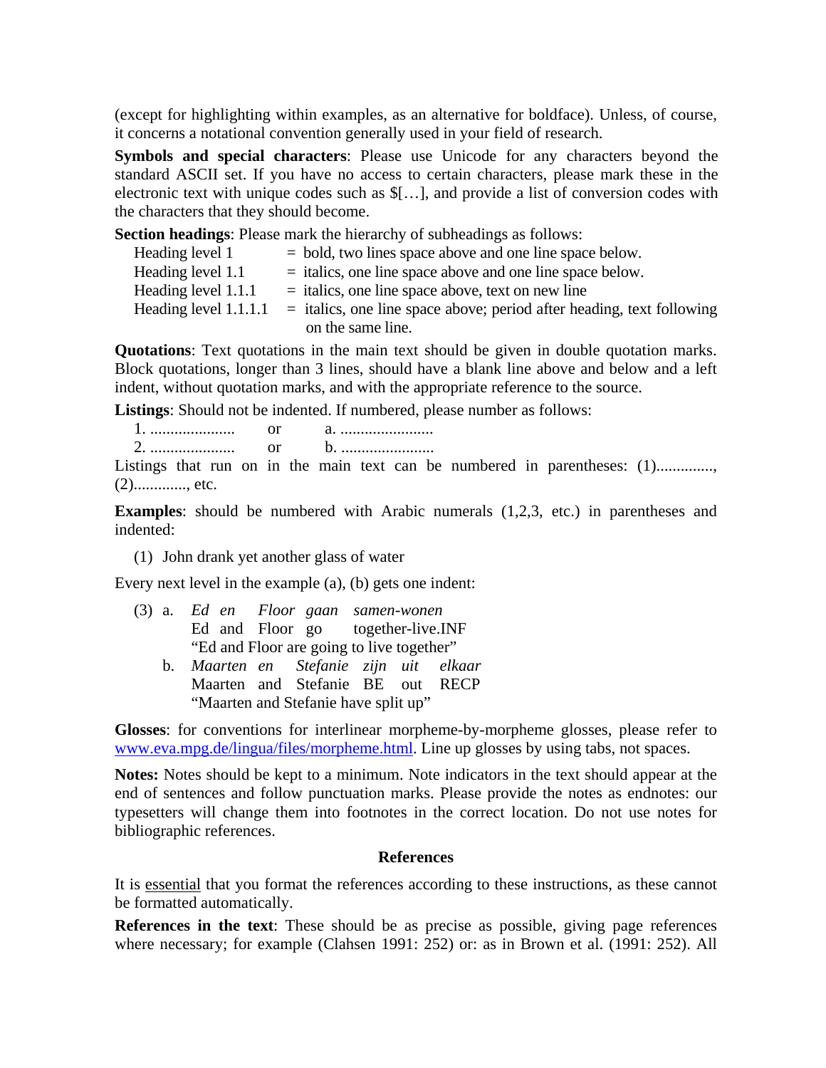(except for highlighting within examples, as an alternative for boldface). Unless, of course, it concerns a notational convention generally used in your field of research.

**Symbols and special characters**: Please use Unicode for any characters beyond the standard ASCII set. If you have no access to certain characters, please mark these in the electronic text with unique codes such as $[…], and provide a list of conversion codes with the characters that they should become.

**Section headings**: Please mark the hierarchy of subheadings as follows:

| | |
|---|---|
| Heading level 1 | = bold, two lines space above and one line space below. |
| Heading level 1.1 | = italics, one line space above and one line space below. |
| Heading level 1.1.1 | = italics, one line space above, text on new line |
| Heading level 1.1.1.1 | = italics, one line space above; period after heading, text following on the same line. |

**Quotations**: Text quotations in the main text should be given in double quotation marks. Block quotations, longer than 3 lines, should have a blank line above and below and a left indent, without quotation marks, and with the appropriate reference to the source.

**Listings**: Should not be indented. If numbered, please number as follows:

1. ..................... or a. .......................
2. ..................... or b. .......................

Listings that run on in the main text can be numbered in parentheses: (1)..............., (2)............., etc.

**Examples**: should be numbered with Arabic numerals (1,2,3, etc.) in parentheses and indented:

(1) John drank yet another glass of water

Every next level in the example (a), (b) gets one indent:

(3) a. *Ed en Floor gaan samen-wonen*
Ed and Floor go together-live.INF
"Ed and Floor are going to live together"

b. *Maarten en Stefanie zijn uit elkaar*
Maarten and Stefanie BE out RECP
"Maarten and Stefanie have split up"

**Glosses**: for conventions for interlinear morpheme-by-morpheme glosses, please refer to www.eva.mpg.de/lingua/files/morpheme.html. Line up glosses by using tabs, not spaces.

**Notes:** Notes should be kept to a minimum. Note indicators in the text should appear at the end of sentences and follow punctuation marks. Please provide the notes as endnotes: our typesetters will change them into footnotes in the correct location. Do not use notes for bibliographic references.

**References**

It is essential that you format the references according to these instructions, as these cannot be formatted automatically.

**References in the text**: These should be as precise as possible, giving page references where necessary; for example (Clahsen 1991: 252) or: as in Brown et al. (1991: 252). All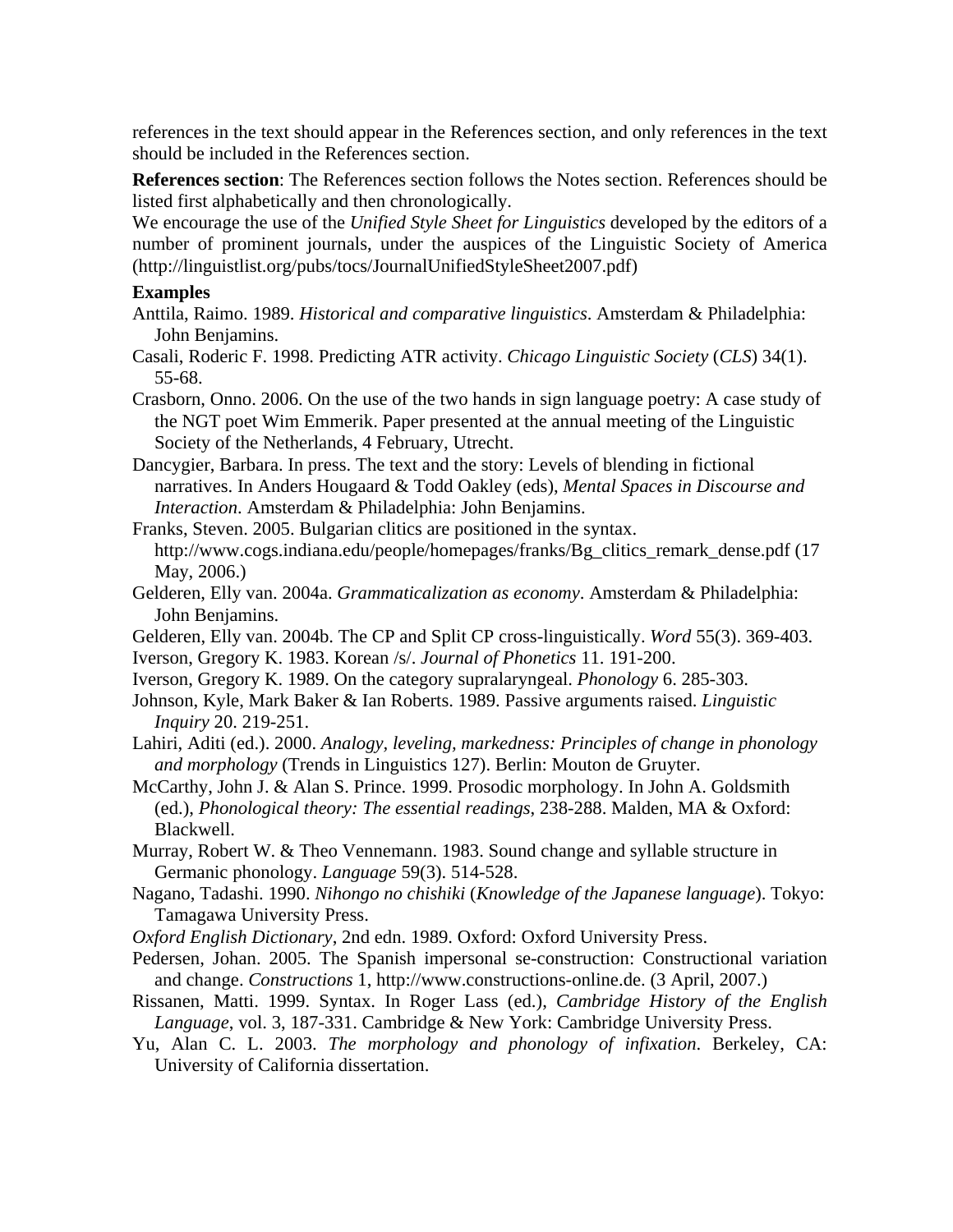references in the text should appear in the References section, and only references in the text should be included in the References section.

**References section**: The References section follows the Notes section. References should be listed first alphabetically and then chronologically.

We encourage the use of the *Unified Style Sheet for Linguistics* developed by the editors of a number of prominent journals, under the auspices of the Linguistic Society of America (http://linguistlist.org/pubs/tocs/JournalUnifiedStyleSheet2007.pdf)

**Examples**

Anttila, Raimo. 1989. *Historical and comparative linguistics*. Amsterdam & Philadelphia: John Benjamins.

Casali, Roderic F. 1998. Predicting ATR activity. *Chicago Linguistic Society* (*CLS*) 34(1). 55-68.

Crasborn, Onno. 2006. On the use of the two hands in sign language poetry: A case study of the NGT poet Wim Emmerik. Paper presented at the annual meeting of the Linguistic Society of the Netherlands, 4 February, Utrecht.

Dancygier, Barbara. In press. The text and the story: Levels of blending in fictional narratives. In Anders Hougaard & Todd Oakley (eds), *Mental Spaces in Discourse and Interaction*. Amsterdam & Philadelphia: John Benjamins.

Franks, Steven. 2005. Bulgarian clitics are positioned in the syntax. http://www.cogs.indiana.edu/people/homepages/franks/Bg_clitics_remark_dense.pdf (17 May, 2006.)

Gelderen, Elly van. 2004a. *Grammaticalization as economy*. Amsterdam & Philadelphia: John Benjamins.

Gelderen, Elly van. 2004b. The CP and Split CP cross-linguistically. *Word* 55(3). 369-403.

Iverson, Gregory K. 1983. Korean /s/. *Journal of Phonetics* 11. 191-200.

Iverson, Gregory K. 1989. On the category supralaryngeal. *Phonology* 6. 285-303.

Johnson, Kyle, Mark Baker & Ian Roberts. 1989. Passive arguments raised. *Linguistic Inquiry* 20. 219-251.

Lahiri, Aditi (ed.). 2000. *Analogy, leveling, markedness: Principles of change in phonology and morphology* (Trends in Linguistics 127). Berlin: Mouton de Gruyter.

McCarthy, John J. & Alan S. Prince. 1999. Prosodic morphology. In John A. Goldsmith (ed.), *Phonological theory: The essential readings*, 238-288. Malden, MA & Oxford: Blackwell.

Murray, Robert W. & Theo Vennemann. 1983. Sound change and syllable structure in Germanic phonology. *Language* 59(3). 514-528.

Nagano, Tadashi. 1990. *Nihongo no chishiki* (*Knowledge of the Japanese language*). Tokyo: Tamagawa University Press.

*Oxford English Dictionary*, 2nd edn. 1989. Oxford: Oxford University Press.

Pedersen, Johan. 2005. The Spanish impersonal se-construction: Constructional variation and change. *Constructions* 1, http://www.constructions-online.de. (3 April, 2007.)

Rissanen, Matti. 1999. Syntax. In Roger Lass (ed.), *Cambridge History of the English Language*, vol. 3, 187-331. Cambridge & New York: Cambridge University Press.

Yu, Alan C. L. 2003. *The morphology and phonology of infixation*. Berkeley, CA: University of California dissertation.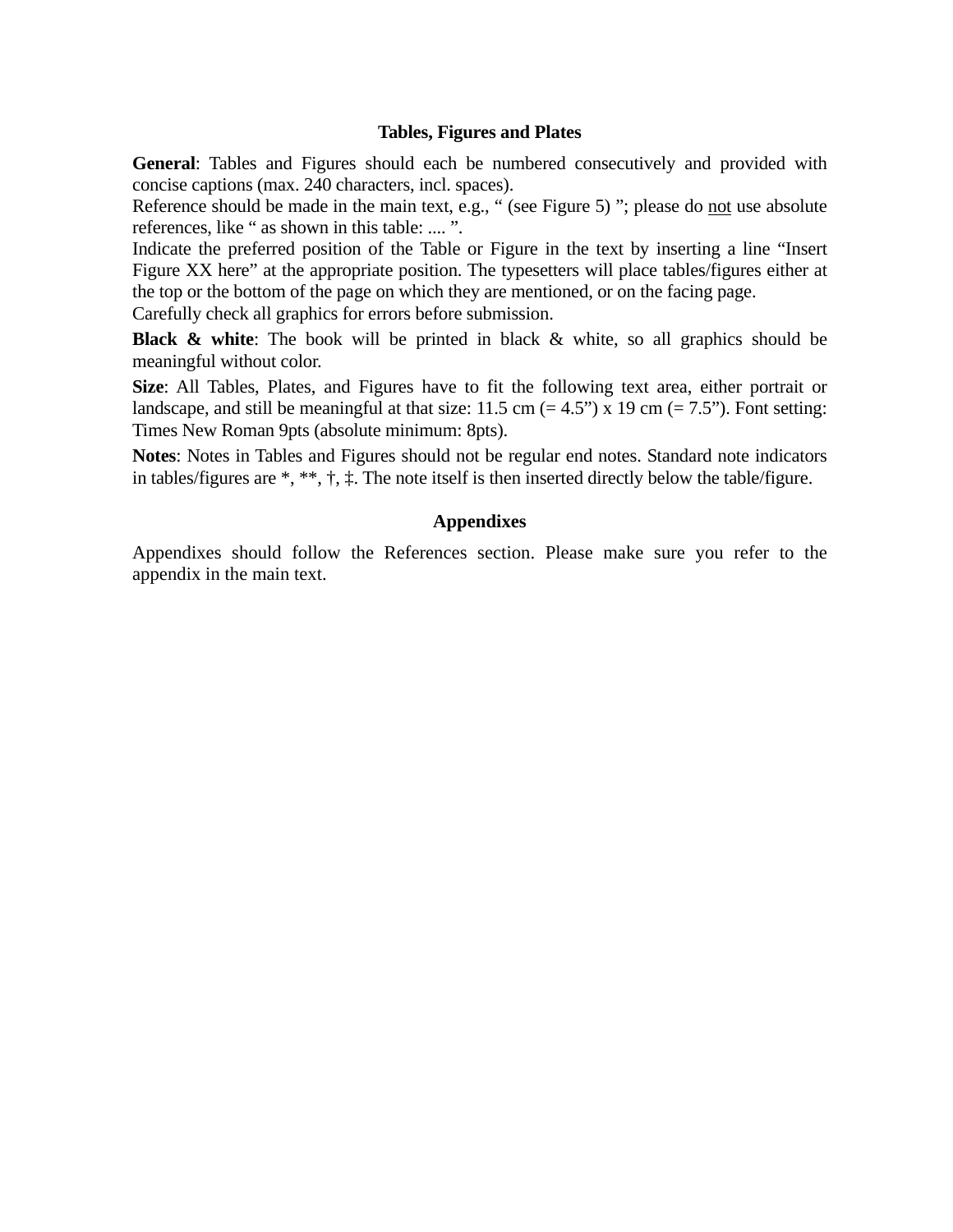## Tables, Figures and Plates

**General**: Tables and Figures should each be numbered consecutively and provided with concise captions (max. 240 characters, incl. spaces).
Reference should be made in the main text, e.g., " (see Figure 5) "; please do <u>not</u> use absolute references, like " as shown in this table: .... ".
Indicate the preferred position of the Table or Figure in the text by inserting a line "Insert Figure XX here" at the appropriate position. The typesetters will place tables/figures either at the top or the bottom of the page on which they are mentioned, or on the facing page.
Carefully check all graphics for errors before submission.

**Black & white**: The book will be printed in black & white, so all graphics should be meaningful without color.

**Size**: All Tables, Plates, and Figures have to fit the following text area, either portrait or landscape, and still be meaningful at that size: 11.5 cm (= 4.5") x 19 cm (= 7.5"). Font setting: Times New Roman 9pts (absolute minimum: 8pts).

**Notes**: Notes in Tables and Figures should not be regular end notes. Standard note indicators in tables/figures are *, **, †, ‡. The note itself is then inserted directly below the table/figure.

## Appendixes

Appendixes should follow the References section. Please make sure you refer to the appendix in the main text.